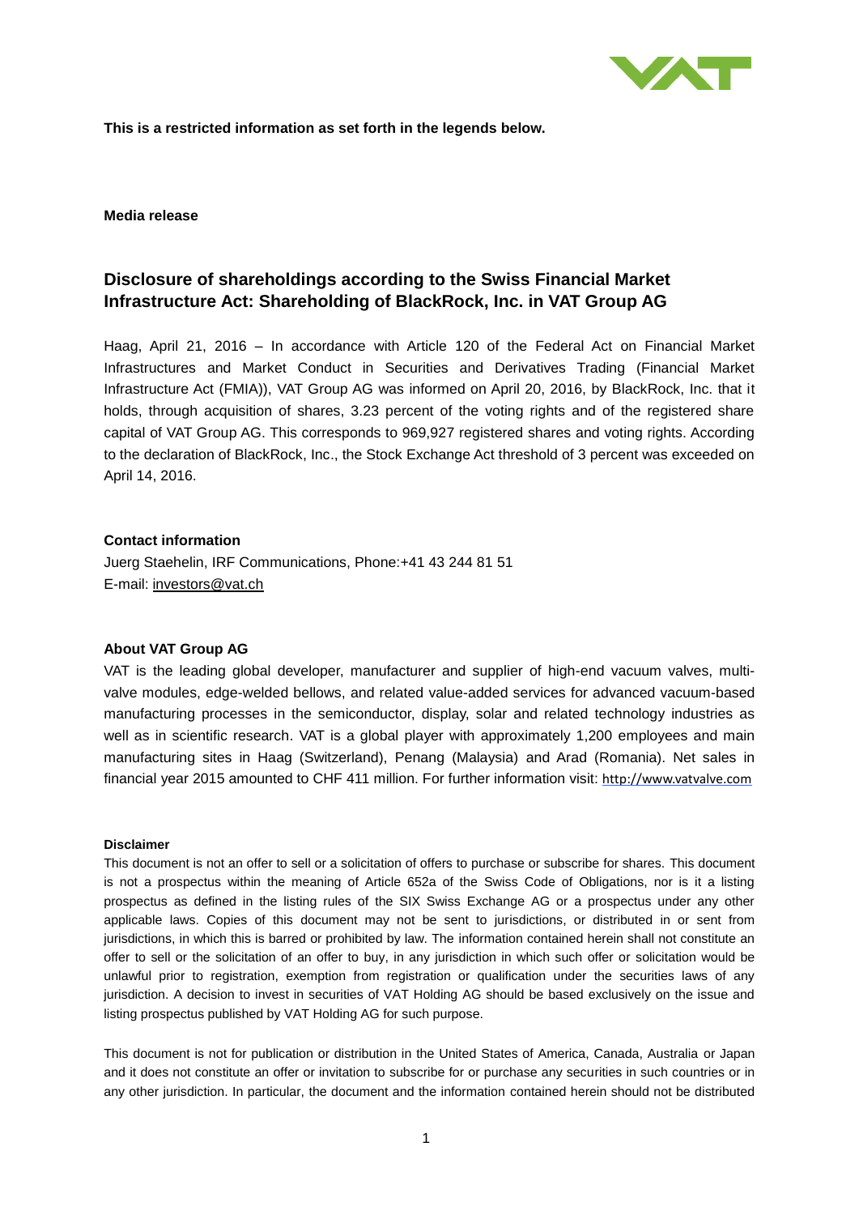**This is a restricted information as set forth in the legends below.**

**Media release**

## Disclosure of shareholdings according to the Swiss Financial Market Infrastructure Act: Shareholding of BlackRock, Inc. in VAT Group AG

Haag, April 21, 2016 – In accordance with Article 120 of the Federal Act on Financial Market Infrastructures and Market Conduct in Securities and Derivatives Trading (Financial Market Infrastructure Act (FMIA)), VAT Group AG was informed on April 20, 2016, by BlackRock, Inc. that it holds, through acquisition of shares, 3.23 percent of the voting rights and of the registered share capital of VAT Group AG. This corresponds to 969,927 registered shares and voting rights. According to the declaration of BlackRock, Inc., the Stock Exchange Act threshold of 3 percent was exceeded on April 14, 2016.

**Contact information**

Juerg Staehelin, IRF Communications, Phone:+41 43 244 81 51
E-mail: investors@vat.ch

**About VAT Group AG**

VAT is the leading global developer, manufacturer and supplier of high-end vacuum valves, multi-valve modules, edge-welded bellows, and related value-added services for advanced vacuum-based manufacturing processes in the semiconductor, display, solar and related technology industries as well as in scientific research. VAT is a global player with approximately 1,200 employees and main manufacturing sites in Haag (Switzerland), Penang (Malaysia) and Arad (Romania). Net sales in financial year 2015 amounted to CHF 411 million. For further information visit: http://www.vatvalve.com

**Disclaimer**

This document is not an offer to sell or a solicitation of offers to purchase or subscribe for shares. This document is not a prospectus within the meaning of Article 652a of the Swiss Code of Obligations, nor is it a listing prospectus as defined in the listing rules of the SIX Swiss Exchange AG or a prospectus under any other applicable laws. Copies of this document may not be sent to jurisdictions, or distributed in or sent from jurisdictions, in which this is barred or prohibited by law. The information contained herein shall not constitute an offer to sell or the solicitation of an offer to buy, in any jurisdiction in which such offer or solicitation would be unlawful prior to registration, exemption from registration or qualification under the securities laws of any jurisdiction. A decision to invest in securities of VAT Holding AG should be based exclusively on the issue and listing prospectus published by VAT Holding AG for such purpose.

This document is not for publication or distribution in the United States of America, Canada, Australia or Japan and it does not constitute an offer or invitation to subscribe for or purchase any securities in such countries or in any other jurisdiction. In particular, the document and the information contained herein should not be distributed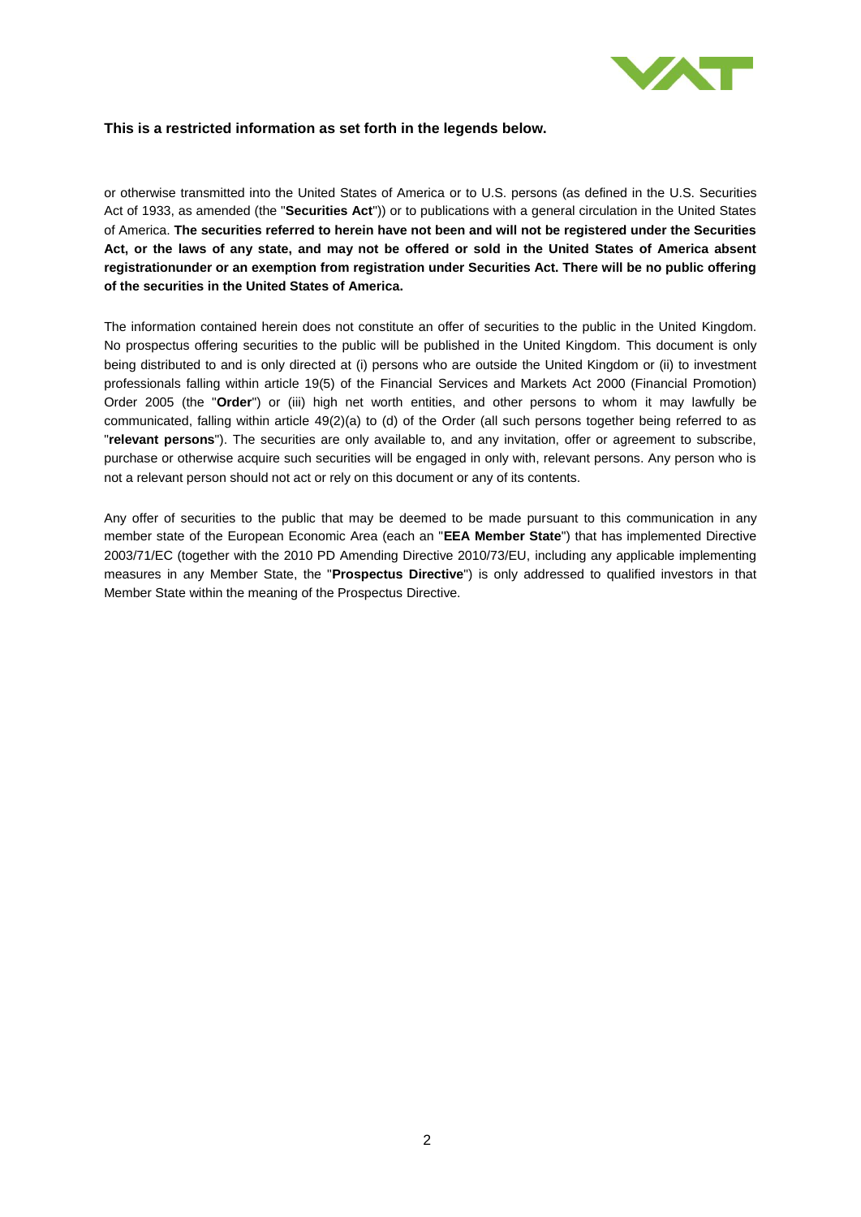**This is a restricted information as set forth in the legends below.**

or otherwise transmitted into the United States of America or to U.S. persons (as defined in the U.S. Securities Act of 1933, as amended (the "**Securities Act**")) or to publications with a general circulation in the United States of America. **The securities referred to herein have not been and will not be registered under the Securities Act, or the laws of any state, and may not be offered or sold in the United States of America absent registrationunder or an exemption from registration under Securities Act. There will be no public offering of the securities in the United States of America.**

The information contained herein does not constitute an offer of securities to the public in the United Kingdom. No prospectus offering securities to the public will be published in the United Kingdom. This document is only being distributed to and is only directed at (i) persons who are outside the United Kingdom or (ii) to investment professionals falling within article 19(5) of the Financial Services and Markets Act 2000 (Financial Promotion) Order 2005 (the "**Order**") or (iii) high net worth entities, and other persons to whom it may lawfully be communicated, falling within article 49(2)(a) to (d) of the Order (all such persons together being referred to as "**relevant persons**"). The securities are only available to, and any invitation, offer or agreement to subscribe, purchase or otherwise acquire such securities will be engaged in only with, relevant persons. Any person who is not a relevant person should not act or rely on this document or any of its contents.

Any offer of securities to the public that may be deemed to be made pursuant to this communication in any member state of the European Economic Area (each an "**EEA Member State**") that has implemented Directive 2003/71/EC (together with the 2010 PD Amending Directive 2010/73/EU, including any applicable implementing measures in any Member State, the "**Prospectus Directive**") is only addressed to qualified investors in that Member State within the meaning of the Prospectus Directive.